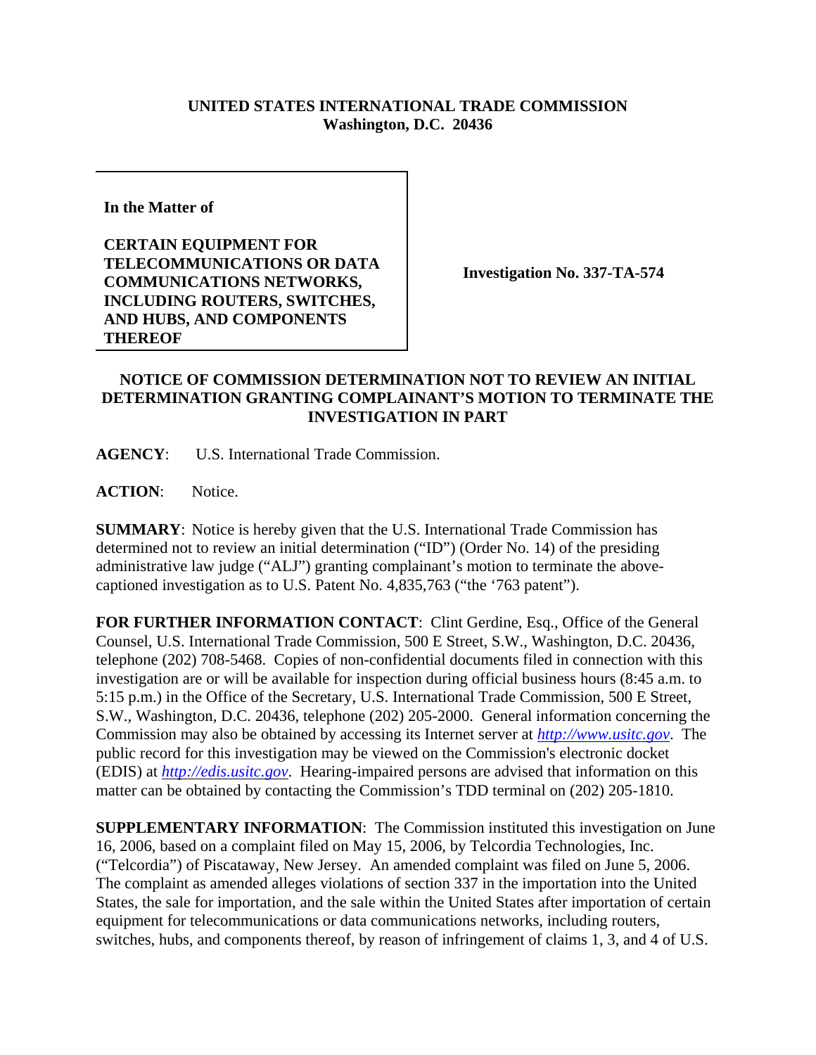**UNITED STATES INTERNATIONAL TRADE COMMISSION**
**Washington, D.C. 20436**

| | |
|---|---|
| **In the Matter of**<br><br>**CERTAIN EQUIPMENT FOR TELECOMMUNICATIONS OR DATA COMMUNICATIONS NETWORKS, INCLUDING ROUTERS, SWITCHES, AND HUBS, AND COMPONENTS THEREOF** | **Investigation No. 337-TA-574** |

## NOTICE OF COMMISSION DETERMINATION NOT TO REVIEW AN INITIAL DETERMINATION GRANTING COMPLAINANT'S MOTION TO TERMINATE THE INVESTIGATION IN PART

**AGENCY**: U.S. International Trade Commission.

**ACTION**: Notice.

**SUMMARY**: Notice is hereby given that the U.S. International Trade Commission has determined not to review an initial determination ("ID") (Order No. 14) of the presiding administrative law judge ("ALJ") granting complainant's motion to terminate the above-captioned investigation as to U.S. Patent No. 4,835,763 ("the '763 patent").

**FOR FURTHER INFORMATION CONTACT**: Clint Gerdine, Esq., Office of the General Counsel, U.S. International Trade Commission, 500 E Street, S.W., Washington, D.C. 20436, telephone (202) 708-5468. Copies of non-confidential documents filed in connection with this investigation are or will be available for inspection during official business hours (8:45 a.m. to 5:15 p.m.) in the Office of the Secretary, U.S. International Trade Commission, 500 E Street, S.W., Washington, D.C. 20436, telephone (202) 205-2000. General information concerning the Commission may also be obtained by accessing its Internet server at *http://www.usitc.gov*. The public record for this investigation may be viewed on the Commission's electronic docket (EDIS) at *http://edis.usitc.gov*. Hearing-impaired persons are advised that information on this matter can be obtained by contacting the Commission's TDD terminal on (202) 205-1810.

**SUPPLEMENTARY INFORMATION**: The Commission instituted this investigation on June 16, 2006, based on a complaint filed on May 15, 2006, by Telcordia Technologies, Inc. ("Telcordia") of Piscataway, New Jersey. An amended complaint was filed on June 5, 2006. The complaint as amended alleges violations of section 337 in the importation into the United States, the sale for importation, and the sale within the United States after importation of certain equipment for telecommunications or data communications networks, including routers, switches, hubs, and components thereof, by reason of infringement of claims 1, 3, and 4 of U.S.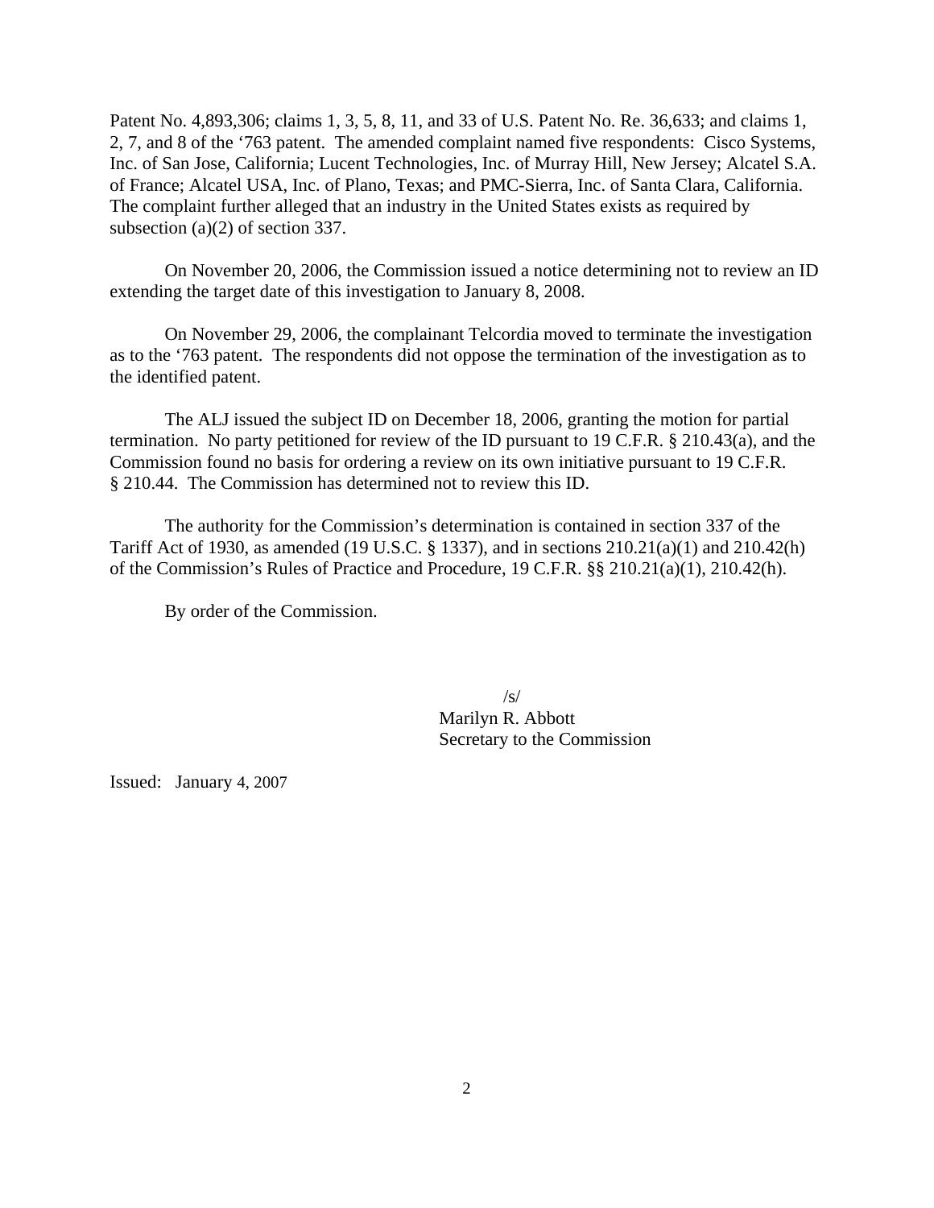Patent No. 4,893,306; claims 1, 3, 5, 8, 11, and 33 of U.S. Patent No. Re. 36,633; and claims 1, 2, 7, and 8 of the '763 patent. The amended complaint named five respondents: Cisco Systems, Inc. of San Jose, California; Lucent Technologies, Inc. of Murray Hill, New Jersey; Alcatel S.A. of France; Alcatel USA, Inc. of Plano, Texas; and PMC-Sierra, Inc. of Santa Clara, California. The complaint further alleged that an industry in the United States exists as required by subsection (a)(2) of section 337.

On November 20, 2006, the Commission issued a notice determining not to review an ID extending the target date of this investigation to January 8, 2008.

On November 29, 2006, the complainant Telcordia moved to terminate the investigation as to the '763 patent. The respondents did not oppose the termination of the investigation as to the identified patent.

The ALJ issued the subject ID on December 18, 2006, granting the motion for partial termination. No party petitioned for review of the ID pursuant to 19 C.F.R. § 210.43(a), and the Commission found no basis for ordering a review on its own initiative pursuant to 19 C.F.R. § 210.44. The Commission has determined not to review this ID.

The authority for the Commission's determination is contained in section 337 of the Tariff Act of 1930, as amended (19 U.S.C. § 1337), and in sections 210.21(a)(1) and 210.42(h) of the Commission's Rules of Practice and Procedure, 19 C.F.R. §§ 210.21(a)(1), 210.42(h).

By order of the Commission.

/s/
Marilyn R. Abbott
Secretary to the Commission

Issued: January 4, 2007